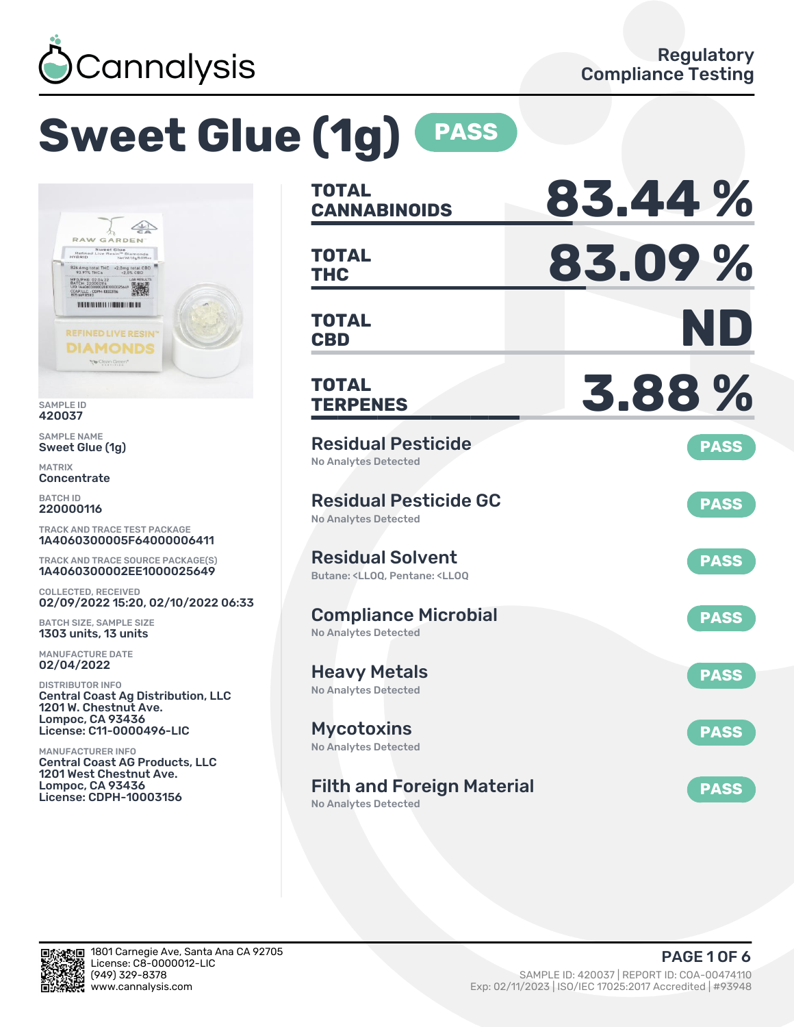Cannalysis

Regulatory Compliance Testing

# Sweet Glue (1g) PASS

SAMPLE ID
420037

SAMPLE NAME
Sweet Glue (1g)

MATRIX
Concentrate

BATCH ID
220000116

TRACK AND TRACE TEST PACKAGE
1A4060300005F64000006411

TRACK AND TRACE SOURCE PACKAGE(S)
1A4060300002EE1000025649

COLLECTED, RECEIVED
02/09/2022 15:20, 02/10/2022 06:33

BATCH SIZE, SAMPLE SIZE
1303 units, 13 units

MANUFACTURE DATE
02/04/2022

DISTRIBUTOR INFO
Central Coast Ag Distribution, LLC
1201 W. Chestnut Ave.
Lompoc, CA 93436
License: C11-0000496-LIC

MANUFACTURER INFO
Central Coast AG Products, LLC
1201 West Chestnut Ave.
Lompoc, CA 93436
License: CDPH-10003156

| | |
|---|---|
| **TOTAL CANNABINOIDS** | **83.44 %** |
| **TOTAL THC** | **83.09 %** |
| **TOTAL CBD** | **ND** |
| **TOTAL TERPENES** | **3.88 %** |

| Test | Result |
|---|---|
| **Residual Pesticide** — No Analytes Detected | PASS |
| **Residual Pesticide GC** — No Analytes Detected | PASS |
| **Residual Solvent** — Butane: <LLOQ, Pentane: <LLOQ | PASS |
| **Compliance Microbial** — No Analytes Detected | PASS |
| **Heavy Metals** — No Analytes Detected | PASS |
| **Mycotoxins** — No Analytes Detected | PASS |
| **Filth and Foreign Material** — No Analytes Detected | PASS |

1801 Carnegie Ave, Santa Ana CA 92705
License: C8-0000012-LIC
(949) 329-8378
www.cannalysis.com

SAMPLE ID: 420037 | REPORT ID: COA-00474110
Exp: 02/11/2023 | ISO/IEC 17025:2017 Accredited | #93948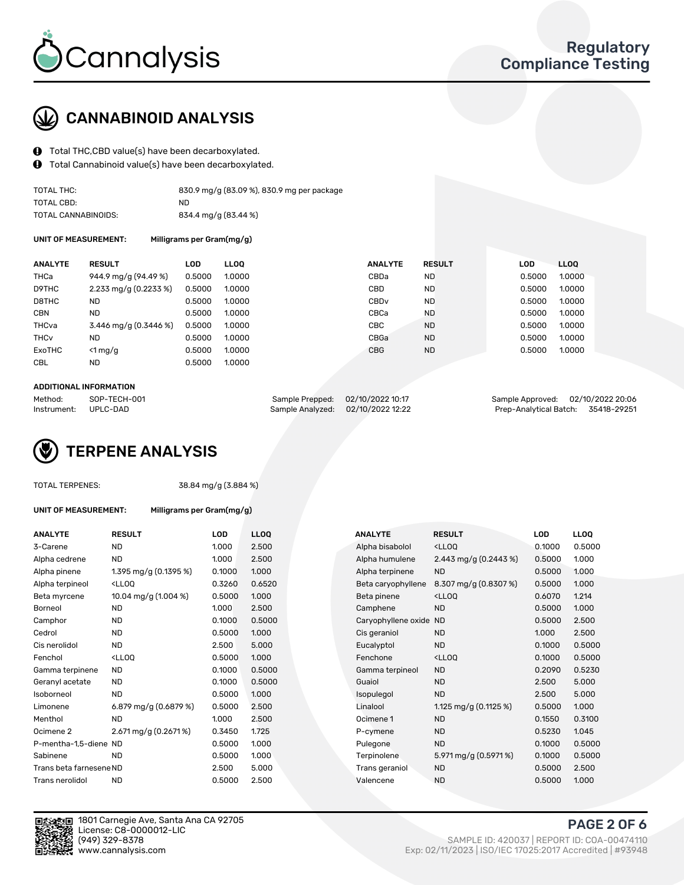# Cannalysis

**Regulatory Compliance Testing**

## CANNABINOID ANALYSIS

- Total THC,CBD value(s) have been decarboxylated.
- Total Cannabinoid value(s) have been decarboxylated.

| | |
|---|---|
| TOTAL THC: | 830.9 mg/g (83.09 %), 830.9 mg per package |
| TOTAL CBD: | ND |
| TOTAL CANNABINOIDS: | 834.4 mg/g (83.44 %) |

**UNIT OF MEASUREMENT:** Milligrams per Gram(mg/g)

| ANALYTE | RESULT | LOD | LLOQ | ANALYTE | RESULT | LOD | LLOQ |
|---|---|---|---|---|---|---|---|
| THCa | 944.9 mg/g (94.49 %) | 0.5000 | 1.0000 | CBDa | ND | 0.5000 | 1.0000 |
| D9THC | 2.233 mg/g (0.2233 %) | 0.5000 | 1.0000 | CBD | ND | 0.5000 | 1.0000 |
| D8THC | ND | 0.5000 | 1.0000 | CBDv | ND | 0.5000 | 1.0000 |
| CBN | ND | 0.5000 | 1.0000 | CBCa | ND | 0.5000 | 1.0000 |
| THCva | 3.446 mg/g (0.3446 %) | 0.5000 | 1.0000 | CBC | ND | 0.5000 | 1.0000 |
| THCv | ND | 0.5000 | 1.0000 | CBGa | ND | 0.5000 | 1.0000 |
| ExoTHC | <1 mg/g | 0.5000 | 1.0000 | CBG | ND | 0.5000 | 1.0000 |
| CBL | ND | 0.5000 | 1.0000 | | | | |

**ADDITIONAL INFORMATION**

| | | | | | |
|---|---|---|---|---|---|
| Method: | SOP-TECH-001 | Sample Prepped: | 02/10/2022 10:17 | Sample Approved: | 02/10/2022 20:06 |
| Instrument: | UPLC-DAD | Sample Analyzed: | 02/10/2022 12:22 | Prep-Analytical Batch: | 35418-29251 |

## TERPENE ANALYSIS

TOTAL TERPENES: 38.84 mg/g (3.884 %)

**UNIT OF MEASUREMENT:** Milligrams per Gram(mg/g)

| ANALYTE | RESULT | LOD | LLOQ | ANALYTE | RESULT | LOD | LLOQ |
|---|---|---|---|---|---|---|---|
| 3-Carene | ND | 1.000 | 2.500 | Alpha bisabolol | <LLOQ | 0.1000 | 0.5000 |
| Alpha cedrene | ND | 1.000 | 2.500 | Alpha humulene | 2.443 mg/g (0.2443 %) | 0.5000 | 1.000 |
| Alpha pinene | 1.395 mg/g (0.1395 %) | 0.1000 | 1.000 | Alpha terpinene | ND | 0.5000 | 1.000 |
| Alpha terpineol | <LLOQ | 0.3260 | 0.6520 | Beta caryophyllene | 8.307 mg/g (0.8307 %) | 0.5000 | 1.000 |
| Beta myrcene | 10.04 mg/g (1.004 %) | 0.5000 | 1.000 | Beta pinene | <LLOQ | 0.6070 | 1.214 |
| Borneol | ND | 1.000 | 2.500 | Camphene | ND | 0.5000 | 1.000 |
| Camphor | ND | 0.1000 | 0.5000 | Caryophyllene oxide | ND | 0.5000 | 2.500 |
| Cedrol | ND | 0.5000 | 1.000 | Cis geraniol | ND | 1.000 | 2.500 |
| Cis nerolidol | ND | 2.500 | 5.000 | Eucalyptol | ND | 0.1000 | 0.5000 |
| Fenchol | <LLOQ | 0.5000 | 1.000 | Fenchone | <LLOQ | 0.1000 | 0.5000 |
| Gamma terpinene | ND | 0.1000 | 0.5000 | Gamma terpineol | ND | 0.2090 | 0.5230 |
| Geranyl acetate | ND | 0.1000 | 0.5000 | Guaiol | ND | 2.500 | 5.000 |
| Isoborneol | ND | 0.5000 | 1.000 | Isopulegol | ND | 2.500 | 5.000 |
| Limonene | 6.879 mg/g (0.6879 %) | 0.5000 | 2.500 | Linalool | 1.125 mg/g (0.1125 %) | 0.5000 | 1.000 |
| Menthol | ND | 1.000 | 2.500 | Ocimene 1 | ND | 0.1550 | 0.3100 |
| Ocimene 2 | 2.671 mg/g (0.2671 %) | 0.3450 | 1.725 | P-cymene | ND | 0.5230 | 1.045 |
| P-mentha-1,5-diene | ND | 0.5000 | 1.000 | Pulegone | ND | 0.1000 | 0.5000 |
| Sabinene | ND | 0.5000 | 1.000 | Terpinolene | 5.971 mg/g (0.5971 %) | 0.1000 | 0.5000 |
| Trans beta farnesene | ND | 2.500 | 5.000 | Trans geraniol | ND | 0.5000 | 2.500 |
| Trans nerolidol | ND | 0.5000 | 2.500 | Valencene | ND | 0.5000 | 1.000 |

1801 Carnegie Ave, Santa Ana CA 92705
License: C8-0000012-LIC
(949) 329-8378
www.cannalysis.com

SAMPLE ID: 420037 | REPORT ID: COA-00474110
Exp: 02/11/2023 | ISO/IEC 17025:2017 Accredited | #93948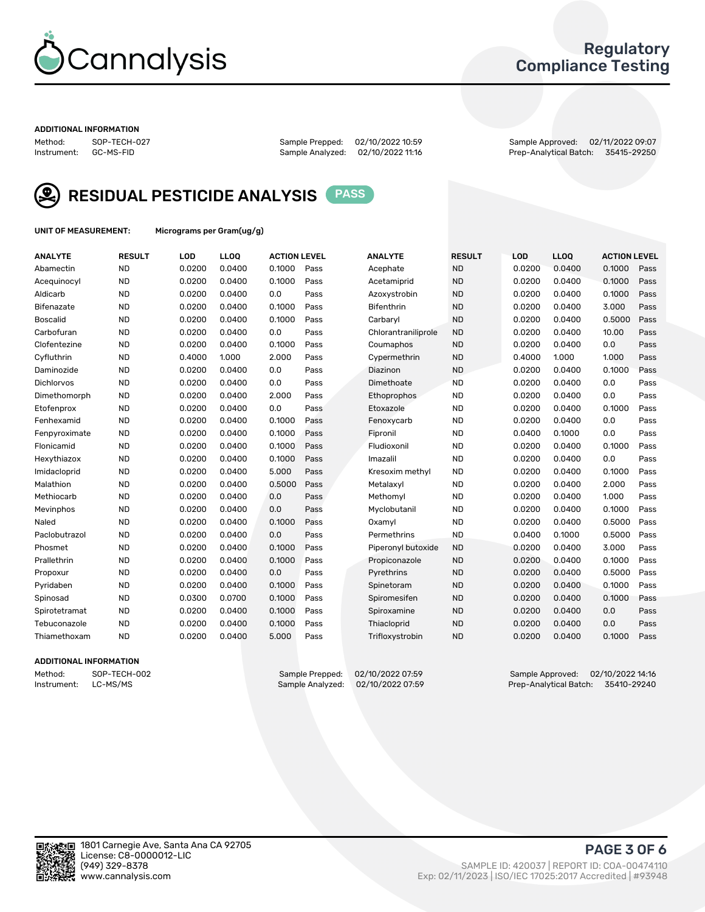# Cannalysis

## Regulatory Compliance Testing

**ADDITIONAL INFORMATION**

Method: SOP-TECH-027 | Sample Prepped: 02/10/2022 10:59 | Sample Approved: 02/11/2022 09:07
Instrument: GC-MS-FID | Sample Analyzed: 02/10/2022 11:16 | Prep-Analytical Batch: 35415-29250

## RESIDUAL PESTICIDE ANALYSIS **PASS**

**UNIT OF MEASUREMENT:** Micrograms per Gram(ug/g)

| ANALYTE | RESULT | LOD | LLOQ | ACTION LEVEL | | ANALYTE | RESULT | LOD | LLOQ | ACTION LEVEL | |
|---|---|---|---|---|---|---|---|---|---|---|---|
| Abamectin | ND | 0.0200 | 0.0400 | 0.1000 | Pass | Acephate | ND | 0.0200 | 0.0400 | 0.1000 | Pass |
| Acequinocyl | ND | 0.0200 | 0.0400 | 0.1000 | Pass | Acetamiprid | ND | 0.0200 | 0.0400 | 0.1000 | Pass |
| Aldicarb | ND | 0.0200 | 0.0400 | 0.0 | Pass | Azoxystrobin | ND | 0.0200 | 0.0400 | 0.1000 | Pass |
| Bifenazate | ND | 0.0200 | 0.0400 | 0.1000 | Pass | Bifenthrin | ND | 0.0200 | 0.0400 | 3.000 | Pass |
| Boscalid | ND | 0.0200 | 0.0400 | 0.1000 | Pass | Carbaryl | ND | 0.0200 | 0.0400 | 0.5000 | Pass |
| Carbofuran | ND | 0.0200 | 0.0400 | 0.0 | Pass | Chlorantraniliprole | ND | 0.0200 | 0.0400 | 10.00 | Pass |
| Clofentezine | ND | 0.0200 | 0.0400 | 0.1000 | Pass | Coumaphos | ND | 0.0200 | 0.0400 | 0.0 | Pass |
| Cyfluthrin | ND | 0.4000 | 1.000 | 2.000 | Pass | Cypermethrin | ND | 0.4000 | 1.000 | 1.000 | Pass |
| Daminozide | ND | 0.0200 | 0.0400 | 0.0 | Pass | Diazinon | ND | 0.0200 | 0.0400 | 0.1000 | Pass |
| Dichlorvos | ND | 0.0200 | 0.0400 | 0.0 | Pass | Dimethoate | ND | 0.0200 | 0.0400 | 0.0 | Pass |
| Dimethomorph | ND | 0.0200 | 0.0400 | 2.000 | Pass | Ethoprophos | ND | 0.0200 | 0.0400 | 0.0 | Pass |
| Etofenprox | ND | 0.0200 | 0.0400 | 0.0 | Pass | Etoxazole | ND | 0.0200 | 0.0400 | 0.1000 | Pass |
| Fenhexamid | ND | 0.0200 | 0.0400 | 0.1000 | Pass | Fenoxycarb | ND | 0.0200 | 0.0400 | 0.0 | Pass |
| Fenpyroximate | ND | 0.0200 | 0.0400 | 0.1000 | Pass | Fipronil | ND | 0.0400 | 0.1000 | 0.0 | Pass |
| Flonicamid | ND | 0.0200 | 0.0400 | 0.1000 | Pass | Fludioxonil | ND | 0.0200 | 0.0400 | 0.1000 | Pass |
| Hexythiazox | ND | 0.0200 | 0.0400 | 0.1000 | Pass | Imazalil | ND | 0.0200 | 0.0400 | 0.0 | Pass |
| Imidacloprid | ND | 0.0200 | 0.0400 | 5.000 | Pass | Kresoxim methyl | ND | 0.0200 | 0.0400 | 0.1000 | Pass |
| Malathion | ND | 0.0200 | 0.0400 | 0.5000 | Pass | Metalaxyl | ND | 0.0200 | 0.0400 | 2.000 | Pass |
| Methiocarb | ND | 0.0200 | 0.0400 | 0.0 | Pass | Methomyl | ND | 0.0200 | 0.0400 | 1.000 | Pass |
| Mevinphos | ND | 0.0200 | 0.0400 | 0.0 | Pass | Myclobutanil | ND | 0.0200 | 0.0400 | 0.1000 | Pass |
| Naled | ND | 0.0200 | 0.0400 | 0.1000 | Pass | Oxamyl | ND | 0.0200 | 0.0400 | 0.5000 | Pass |
| Paclobutrazol | ND | 0.0200 | 0.0400 | 0.0 | Pass | Permethrins | ND | 0.0400 | 0.1000 | 0.5000 | Pass |
| Phosmet | ND | 0.0200 | 0.0400 | 0.1000 | Pass | Piperonyl butoxide | ND | 0.0200 | 0.0400 | 3.000 | Pass |
| Prallethrin | ND | 0.0200 | 0.0400 | 0.1000 | Pass | Propiconazole | ND | 0.0200 | 0.0400 | 0.1000 | Pass |
| Propoxur | ND | 0.0200 | 0.0400 | 0.0 | Pass | Pyrethrins | ND | 0.0200 | 0.0400 | 0.5000 | Pass |
| Pyridaben | ND | 0.0200 | 0.0400 | 0.1000 | Pass | Spinetoram | ND | 0.0200 | 0.0400 | 0.1000 | Pass |
| Spinosad | ND | 0.0300 | 0.0700 | 0.1000 | Pass | Spiromesifen | ND | 0.0200 | 0.0400 | 0.1000 | Pass |
| Spirotetramat | ND | 0.0200 | 0.0400 | 0.1000 | Pass | Spiroxamine | ND | 0.0200 | 0.0400 | 0.0 | Pass |
| Tebuconazole | ND | 0.0200 | 0.0400 | 0.1000 | Pass | Thiacloprid | ND | 0.0200 | 0.0400 | 0.0 | Pass |
| Thiamethoxam | ND | 0.0200 | 0.0400 | 5.000 | Pass | Trifloxystrobin | ND | 0.0200 | 0.0400 | 0.1000 | Pass |

**ADDITIONAL INFORMATION**

Method: SOP-TECH-002 | Sample Prepped: 02/10/2022 07:59 | Sample Approved: 02/10/2022 14:16
Instrument: LC-MS/MS | Sample Analyzed: 02/10/2022 07:59 | Prep-Analytical Batch: 35410-29240

1801 Carnegie Ave, Santa Ana CA 92705
License: C8-0000012-LIC
(949) 329-8378
www.cannalysis.com

SAMPLE ID: 420037 | REPORT ID: COA-00474110
Exp: 02/11/2023 | ISO/IEC 17025:2017 Accredited | #93948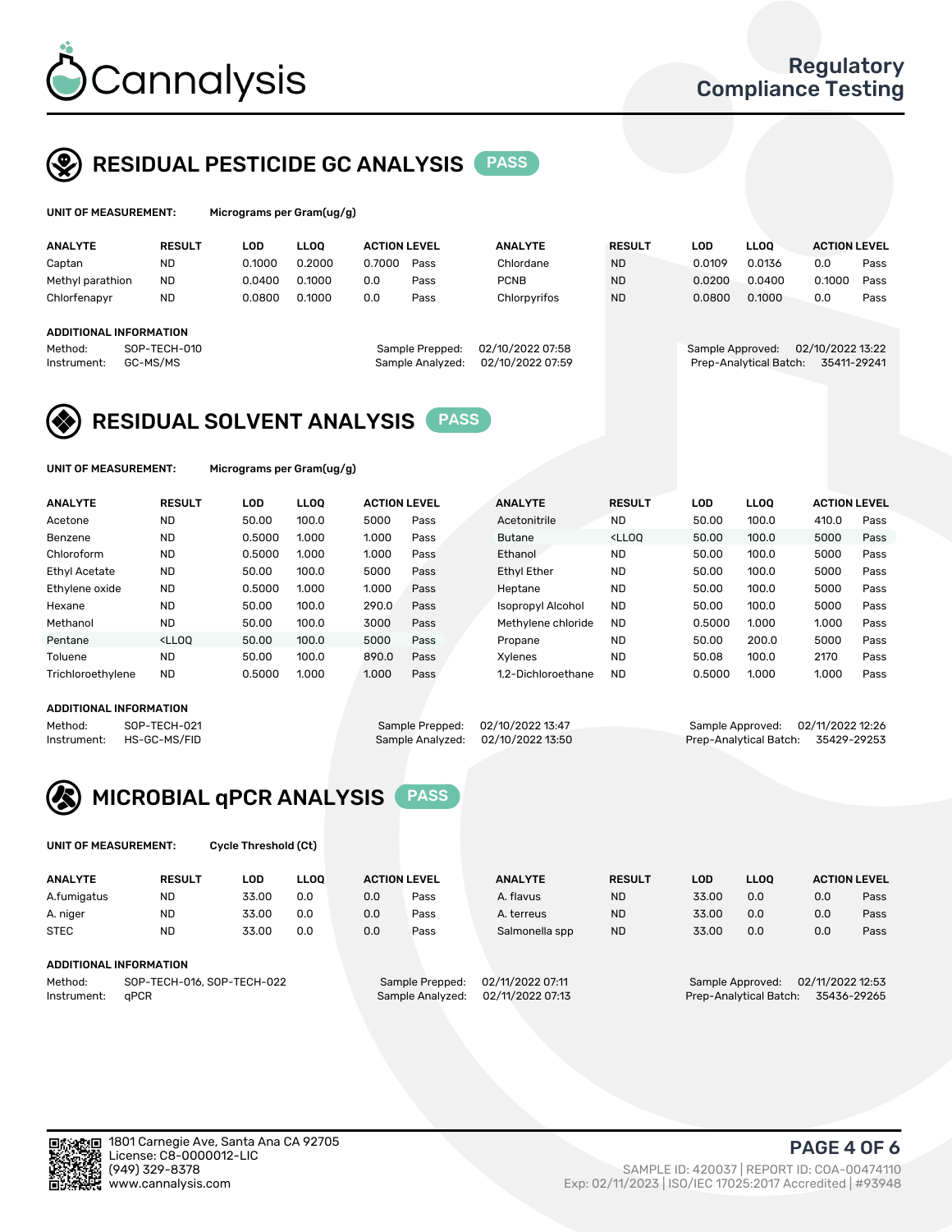# Cannalysis

Regulatory Compliance Testing

## RESIDUAL PESTICIDE GC ANALYSIS PASS

**UNIT OF MEASUREMENT:** Micrograms per Gram(ug/g)

| ANALYTE | RESULT | LOD | LLOQ | ACTION LEVEL | | ANALYTE | RESULT | LOD | LLOQ | ACTION LEVEL | |
|---|---|---|---|---|---|---|---|---|---|---|---|
| Captan | ND | 0.1000 | 0.2000 | 0.7000 | Pass | Chlordane | ND | 0.0109 | 0.0136 | 0.0 | Pass |
| Methyl parathion | ND | 0.0400 | 0.1000 | 0.0 | Pass | PCNB | ND | 0.0200 | 0.0400 | 0.1000 | Pass |
| Chlorfenapyr | ND | 0.0800 | 0.1000 | 0.0 | Pass | Chlorpyrifos | ND | 0.0800 | 0.1000 | 0.0 | Pass |

**ADDITIONAL INFORMATION**

Method: SOP-TECH-010
Instrument: GC-MS/MS
Sample Prepped: 02/10/2022 07:58
Sample Analyzed: 02/10/2022 07:59
Sample Approved: 02/10/2022 13:22
Prep-Analytical Batch: 35411-29241

## RESIDUAL SOLVENT ANALYSIS PASS

**UNIT OF MEASUREMENT:** Micrograms per Gram(ug/g)

| ANALYTE | RESULT | LOD | LLOQ | ACTION LEVEL | | ANALYTE | RESULT | LOD | LLOQ | ACTION LEVEL | |
|---|---|---|---|---|---|---|---|---|---|---|---|
| Acetone | ND | 50.00 | 100.0 | 5000 | Pass | Acetonitrile | ND | 50.00 | 100.0 | 410.0 | Pass |
| Benzene | ND | 0.5000 | 1.000 | 1.000 | Pass | Butane | <LLOQ | 50.00 | 100.0 | 5000 | Pass |
| Chloroform | ND | 0.5000 | 1.000 | 1.000 | Pass | Ethanol | ND | 50.00 | 100.0 | 5000 | Pass |
| Ethyl Acetate | ND | 50.00 | 100.0 | 5000 | Pass | Ethyl Ether | ND | 50.00 | 100.0 | 5000 | Pass |
| Ethylene oxide | ND | 0.5000 | 1.000 | 1.000 | Pass | Heptane | ND | 50.00 | 100.0 | 5000 | Pass |
| Hexane | ND | 50.00 | 100.0 | 290.0 | Pass | Isopropyl Alcohol | ND | 50.00 | 100.0 | 5000 | Pass |
| Methanol | ND | 50.00 | 100.0 | 3000 | Pass | Methylene chloride | ND | 0.5000 | 1.000 | 1.000 | Pass |
| Pentane | <LLOQ | 50.00 | 100.0 | 5000 | Pass | Propane | ND | 50.00 | 200.0 | 5000 | Pass |
| Toluene | ND | 50.00 | 100.0 | 890.0 | Pass | Xylenes | ND | 50.08 | 100.0 | 2170 | Pass |
| Trichloroethylene | ND | 0.5000 | 1.000 | 1.000 | Pass | 1,2-Dichloroethane | ND | 0.5000 | 1.000 | 1.000 | Pass |

**ADDITIONAL INFORMATION**

Method: SOP-TECH-021
Instrument: HS-GC-MS/FID
Sample Prepped: 02/10/2022 13:47
Sample Analyzed: 02/10/2022 13:50
Sample Approved: 02/11/2022 12:26
Prep-Analytical Batch: 35429-29253

## MICROBIAL qPCR ANALYSIS PASS

**UNIT OF MEASUREMENT:** Cycle Threshold (Ct)

| ANALYTE | RESULT | LOD | LLOQ | ACTION LEVEL | | ANALYTE | RESULT | LOD | LLOQ | ACTION LEVEL | |
|---|---|---|---|---|---|---|---|---|---|---|---|
| A.fumigatus | ND | 33.00 | 0.0 | 0.0 | Pass | A. flavus | ND | 33.00 | 0.0 | 0.0 | Pass |
| A. niger | ND | 33.00 | 0.0 | 0.0 | Pass | A. terreus | ND | 33.00 | 0.0 | 0.0 | Pass |
| STEC | ND | 33.00 | 0.0 | 0.0 | Pass | Salmonella spp | ND | 33.00 | 0.0 | 0.0 | Pass |

**ADDITIONAL INFORMATION**

Method: SOP-TECH-016, SOP-TECH-022
Instrument: qPCR
Sample Prepped: 02/11/2022 07:11
Sample Analyzed: 02/11/2022 07:13
Sample Approved: 02/11/2022 12:53
Prep-Analytical Batch: 35436-29265

1801 Carnegie Ave, Santa Ana CA 92705
License: C8-0000012-LIC
(949) 329-8378
www.cannalysis.com

SAMPLE ID: 420037 | REPORT ID: COA-00474110
Exp: 02/11/2023 | ISO/IEC 17025:2017 Accredited | #93948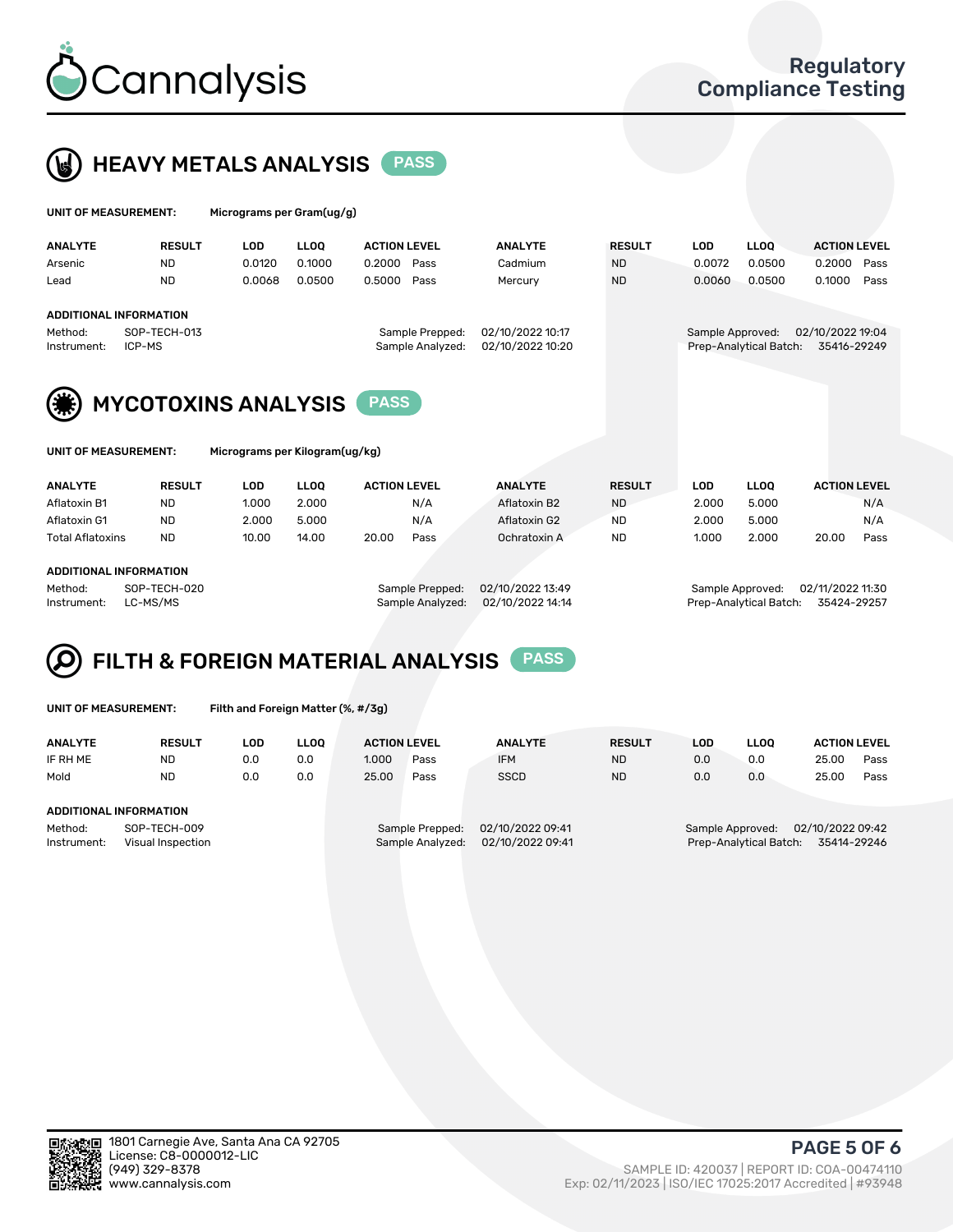# Cannalysis

Regulatory Compliance Testing

## HEAVY METALS ANALYSIS PASS

**UNIT OF MEASUREMENT:** Micrograms per Gram(ug/g)

| ANALYTE | RESULT | LOD | LLOQ | ACTION LEVEL | | ANALYTE | RESULT | LOD | LLOQ | ACTION LEVEL | |
|---|---|---|---|---|---|---|---|---|---|---|---|
| Arsenic | ND | 0.0120 | 0.1000 | 0.2000 | Pass | Cadmium | ND | 0.0072 | 0.0500 | 0.2000 | Pass |
| Lead | ND | 0.0068 | 0.0500 | 0.5000 | Pass | Mercury | ND | 0.0060 | 0.0500 | 0.1000 | Pass |

**ADDITIONAL INFORMATION**

Method: SOP-TECH-013
Instrument: ICP-MS
Sample Prepped: 02/10/2022 10:17
Sample Analyzed: 02/10/2022 10:20
Sample Approved: 02/10/2022 19:04
Prep-Analytical Batch: 35416-29249

## MYCOTOXINS ANALYSIS PASS

**UNIT OF MEASUREMENT:** Micrograms per Kilogram(ug/kg)

| ANALYTE | RESULT | LOD | LLOQ | ACTION LEVEL | | ANALYTE | RESULT | LOD | LLOQ | ACTION LEVEL | |
|---|---|---|---|---|---|---|---|---|---|---|---|
| Aflatoxin B1 | ND | 1.000 | 2.000 | | N/A | Aflatoxin B2 | ND | 2.000 | 5.000 | | N/A |
| Aflatoxin G1 | ND | 2.000 | 5.000 | | N/A | Aflatoxin G2 | ND | 2.000 | 5.000 | | N/A |
| Total Aflatoxins | ND | 10.00 | 14.00 | 20.00 | Pass | Ochratoxin A | ND | 1.000 | 2.000 | 20.00 | Pass |

**ADDITIONAL INFORMATION**

Method: SOP-TECH-020
Instrument: LC-MS/MS
Sample Prepped: 02/10/2022 13:49
Sample Analyzed: 02/10/2022 14:14
Sample Approved: 02/11/2022 11:30
Prep-Analytical Batch: 35424-29257

## FILTH & FOREIGN MATERIAL ANALYSIS PASS

**UNIT OF MEASUREMENT:** Filth and Foreign Matter (%, #/3g)

| ANALYTE | RESULT | LOD | LLOQ | ACTION LEVEL | | ANALYTE | RESULT | LOD | LLOQ | ACTION LEVEL | |
|---|---|---|---|---|---|---|---|---|---|---|---|
| IF RH ME | ND | 0.0 | 0.0 | 1.000 | Pass | IFM | ND | 0.0 | 0.0 | 25.00 | Pass |
| Mold | ND | 0.0 | 0.0 | 25.00 | Pass | SSCD | ND | 0.0 | 0.0 | 25.00 | Pass |

**ADDITIONAL INFORMATION**

Method: SOP-TECH-009
Instrument: Visual Inspection
Sample Prepped: 02/10/2022 09:41
Sample Analyzed: 02/10/2022 09:41
Sample Approved: 02/10/2022 09:42
Prep-Analytical Batch: 35414-29246

1801 Carnegie Ave, Santa Ana CA 92705
License: C8-0000012-LIC
(949) 329-8378
www.cannalysis.com

SAMPLE ID: 420037 | REPORT ID: COA-00474110
Exp: 02/11/2023 | ISO/IEC 17025:2017 Accredited | #93948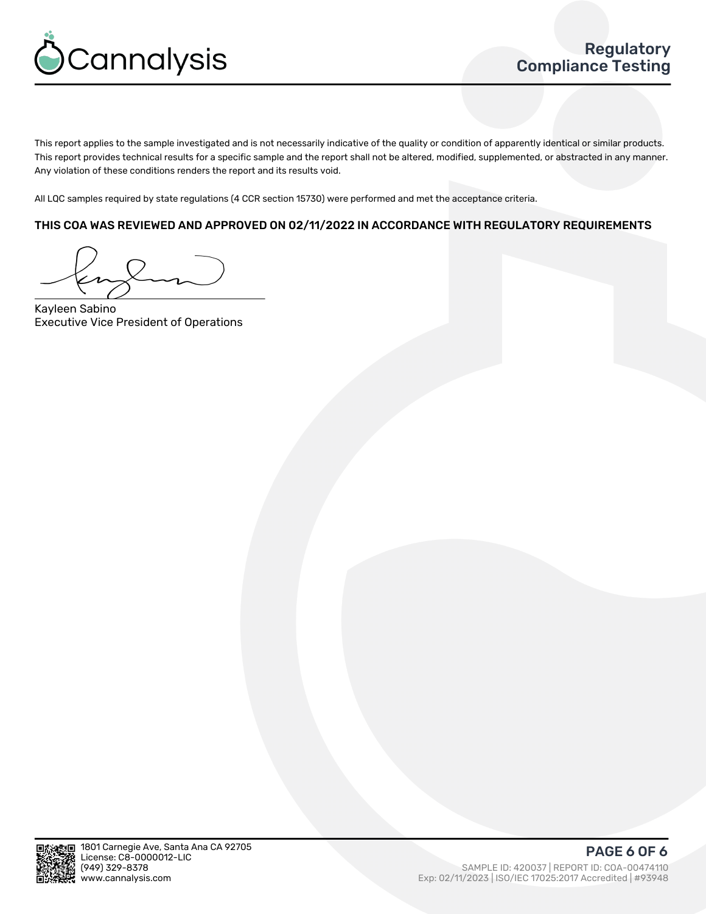This report applies to the sample investigated and is not necessarily indicative of the quality or condition of apparently identical or similar products. This report provides technical results for a specific sample and the report shall not be altered, modified, supplemented, or abstracted in any manner. Any violation of these conditions renders the report and its results void.

All LQC samples required by state regulations (4 CCR section 15730) were performed and met the acceptance criteria.

**THIS COA WAS REVIEWED AND APPROVED ON 02/11/2022 IN ACCORDANCE WITH REGULATORY REQUIREMENTS**

Kayleen Sabino
Executive Vice President of Operations